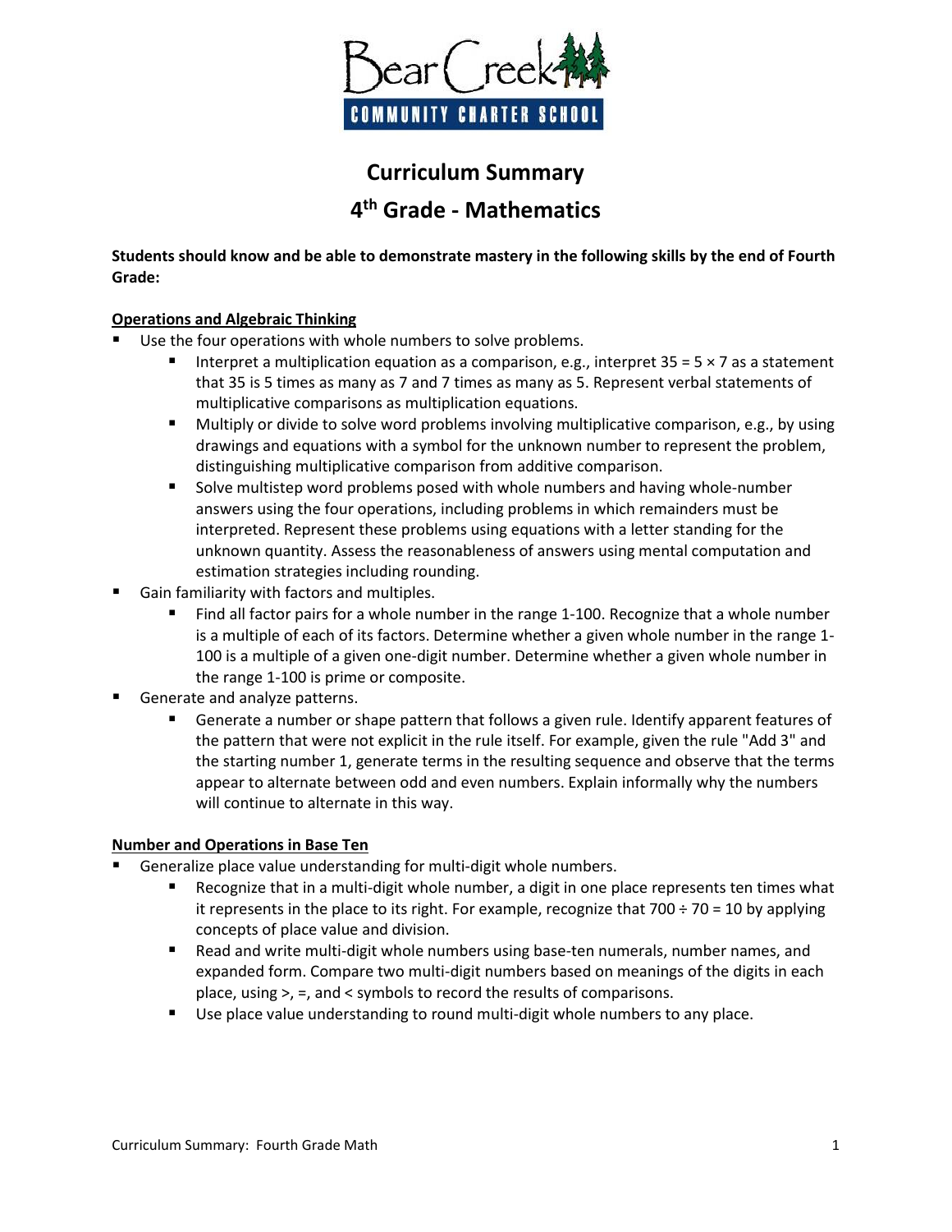# Curriculum Summary

## 4th Grade - Mathematics

**Students should know and be able to demonstrate mastery in the following skills by the end of Fourth Grade:**

**Operations and Algebraic Thinking**

- Use the four operations with whole numbers to solve problems.
  - Interpret a multiplication equation as a comparison, e.g., interpret $35 = 5 \times 7$ as a statement that 35 is 5 times as many as 7 and 7 times as many as 5. Represent verbal statements of multiplicative comparisons as multiplication equations.
  - Multiply or divide to solve word problems involving multiplicative comparison, e.g., by using drawings and equations with a symbol for the unknown number to represent the problem, distinguishing multiplicative comparison from additive comparison.
  - Solve multistep word problems posed with whole numbers and having whole-number answers using the four operations, including problems in which remainders must be interpreted. Represent these problems using equations with a letter standing for the unknown quantity. Assess the reasonableness of answers using mental computation and estimation strategies including rounding.
- Gain familiarity with factors and multiples.
  - Find all factor pairs for a whole number in the range 1-100. Recognize that a whole number is a multiple of each of its factors. Determine whether a given whole number in the range 1-100 is a multiple of a given one-digit number. Determine whether a given whole number in the range 1-100 is prime or composite.
- Generate and analyze patterns.
  - Generate a number or shape pattern that follows a given rule. Identify apparent features of the pattern that were not explicit in the rule itself. For example, given the rule "Add 3" and the starting number 1, generate terms in the resulting sequence and observe that the terms appear to alternate between odd and even numbers. Explain informally why the numbers will continue to alternate in this way.

**Number and Operations in Base Ten**

- Generalize place value understanding for multi-digit whole numbers.
  - Recognize that in a multi-digit whole number, a digit in one place represents ten times what it represents in the place to its right. For example, recognize that $700 \div 70 = 10$ by applying concepts of place value and division.
  - Read and write multi-digit whole numbers using base-ten numerals, number names, and expanded form. Compare two multi-digit numbers based on meanings of the digits in each place, using >, =, and < symbols to record the results of comparisons.
  - Use place value understanding to round multi-digit whole numbers to any place.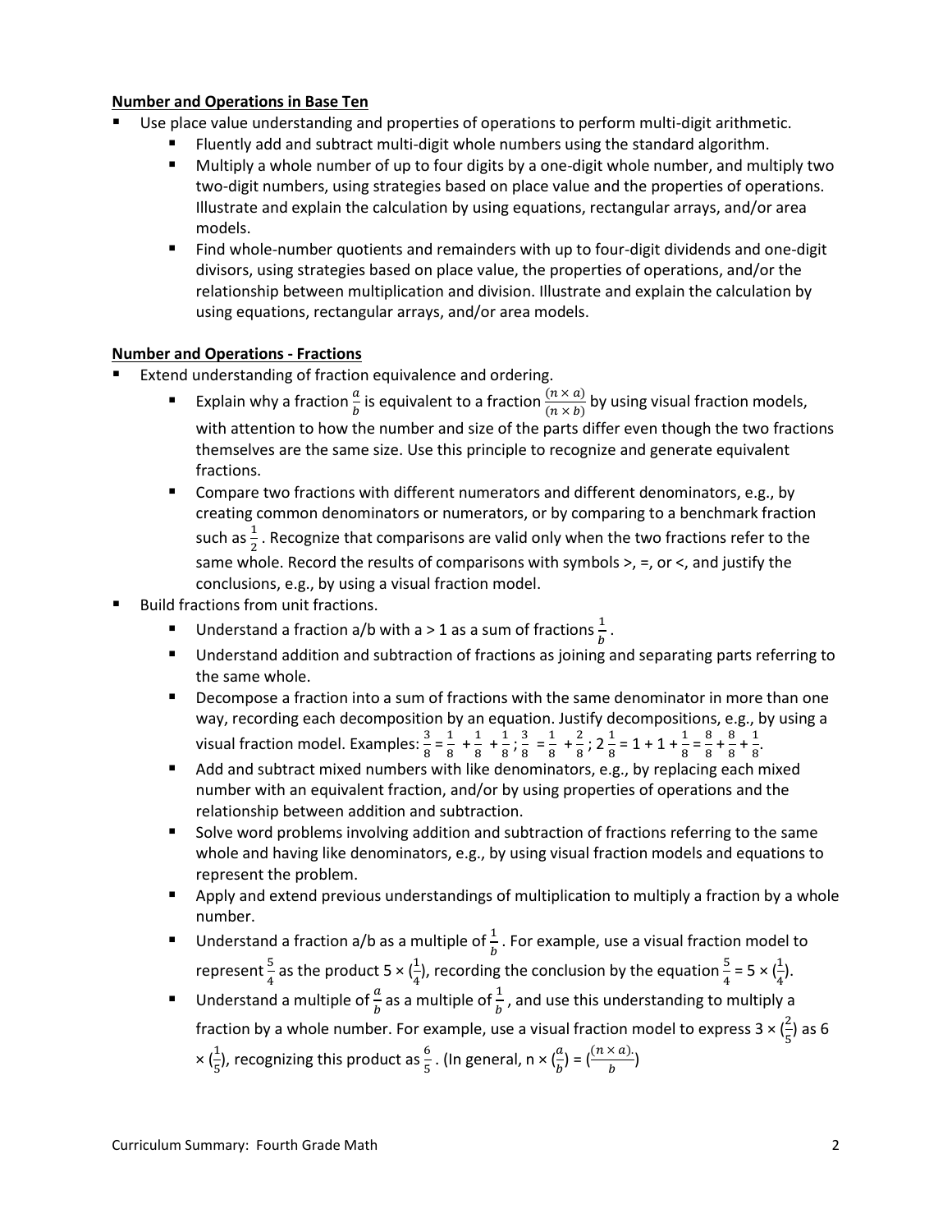**Number and Operations in Base Ten**

- Use place value understanding and properties of operations to perform multi-digit arithmetic.
  - Fluently add and subtract multi-digit whole numbers using the standard algorithm.
  - Multiply a whole number of up to four digits by a one-digit whole number, and multiply two two-digit numbers, using strategies based on place value and the properties of operations. Illustrate and explain the calculation by using equations, rectangular arrays, and/or area models.
  - Find whole-number quotients and remainders with up to four-digit dividends and one-digit divisors, using strategies based on place value, the properties of operations, and/or the relationship between multiplication and division. Illustrate and explain the calculation by using equations, rectangular arrays, and/or area models.

**Number and Operations - Fractions**

- Extend understanding of fraction equivalence and ordering.
  - Explain why a fraction $\frac{a}{b}$ is equivalent to a fraction $\frac{(n \times a)}{(n \times b)}$ by using visual fraction models, with attention to how the number and size of the parts differ even though the two fractions themselves are the same size. Use this principle to recognize and generate equivalent fractions.
  - Compare two fractions with different numerators and different denominators, e.g., by creating common denominators or numerators, or by comparing to a benchmark fraction such as $\frac{1}{2}$. Recognize that comparisons are valid only when the two fractions refer to the same whole. Record the results of comparisons with symbols >, =, or <, and justify the conclusions, e.g., by using a visual fraction model.
- Build fractions from unit fractions.
  - Understand a fraction a/b with a > 1 as a sum of fractions $\frac{1}{b}$.
  - Understand addition and subtraction of fractions as joining and separating parts referring to the same whole.
  - Decompose a fraction into a sum of fractions with the same denominator in more than one way, recording each decomposition by an equation. Justify decompositions, e.g., by using a visual fraction model. Examples: $\frac{3}{8} = \frac{1}{8} + \frac{1}{8} + \frac{1}{8}$; $\frac{3}{8} = \frac{1}{8} + \frac{2}{8}$; $2\frac{1}{8} = 1 + 1 + \frac{1}{8} = \frac{8}{8} + \frac{8}{8} + \frac{1}{8}$.
  - Add and subtract mixed numbers with like denominators, e.g., by replacing each mixed number with an equivalent fraction, and/or by using properties of operations and the relationship between addition and subtraction.
  - Solve word problems involving addition and subtraction of fractions referring to the same whole and having like denominators, e.g., by using visual fraction models and equations to represent the problem.
  - Apply and extend previous understandings of multiplication to multiply a fraction by a whole number.
  - Understand a fraction a/b as a multiple of $\frac{1}{b}$. For example, use a visual fraction model to represent $\frac{5}{4}$ as the product $5 \times (\frac{1}{4})$, recording the conclusion by the equation $\frac{5}{4} = 5 \times (\frac{1}{4})$.
  - Understand a multiple of $\frac{a}{b}$ as a multiple of $\frac{1}{b}$, and use this understanding to multiply a fraction by a whole number. For example, use a visual fraction model to express $3 \times (\frac{2}{5})$ as $6 \times (\frac{1}{5})$, recognizing this product as $\frac{6}{5}$. (In general, $n \times (\frac{a}{b}) = (\frac{(n \times a)}{b})$)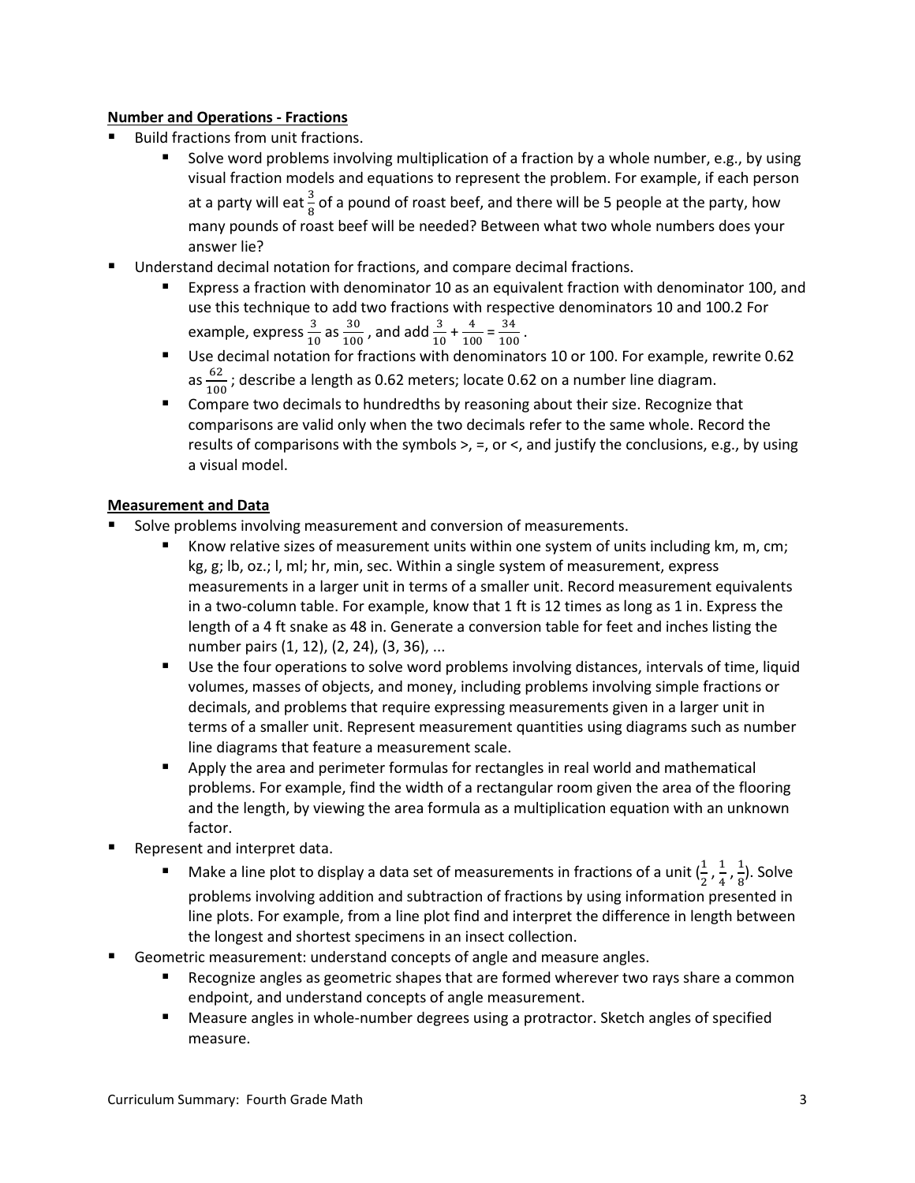**Number and Operations - Fractions**

- Build fractions from unit fractions.
    - Solve word problems involving multiplication of a fraction by a whole number, e.g., by using visual fraction models and equations to represent the problem. For example, if each person at a party will eat $\frac{3}{8}$ of a pound of roast beef, and there will be 5 people at the party, how many pounds of roast beef will be needed? Between what two whole numbers does your answer lie?
- Understand decimal notation for fractions, and compare decimal fractions.
    - Express a fraction with denominator 10 as an equivalent fraction with denominator 100, and use this technique to add two fractions with respective denominators 10 and 100.2 For example, express $\frac{3}{10}$ as $\frac{30}{100}$, and add $\frac{3}{10} + \frac{4}{100} = \frac{34}{100}$.
    - Use decimal notation for fractions with denominators 10 or 100. For example, rewrite 0.62 as $\frac{62}{100}$; describe a length as 0.62 meters; locate 0.62 on a number line diagram.
    - Compare two decimals to hundredths by reasoning about their size. Recognize that comparisons are valid only when the two decimals refer to the same whole. Record the results of comparisons with the symbols >, =, or <, and justify the conclusions, e.g., by using a visual model.

**Measurement and Data**

- Solve problems involving measurement and conversion of measurements.
    - Know relative sizes of measurement units within one system of units including km, m, cm; kg, g; lb, oz.; l, ml; hr, min, sec. Within a single system of measurement, express measurements in a larger unit in terms of a smaller unit. Record measurement equivalents in a two-column table. For example, know that 1 ft is 12 times as long as 1 in. Express the length of a 4 ft snake as 48 in. Generate a conversion table for feet and inches listing the number pairs (1, 12), (2, 24), (3, 36), ...
    - Use the four operations to solve word problems involving distances, intervals of time, liquid volumes, masses of objects, and money, including problems involving simple fractions or decimals, and problems that require expressing measurements given in a larger unit in terms of a smaller unit. Represent measurement quantities using diagrams such as number line diagrams that feature a measurement scale.
    - Apply the area and perimeter formulas for rectangles in real world and mathematical problems. For example, find the width of a rectangular room given the area of the flooring and the length, by viewing the area formula as a multiplication equation with an unknown factor.
- Represent and interpret data.
    - Make a line plot to display a data set of measurements in fractions of a unit ($\frac{1}{2}$, $\frac{1}{4}$, $\frac{1}{8}$). Solve problems involving addition and subtraction of fractions by using information presented in line plots. For example, from a line plot find and interpret the difference in length between the longest and shortest specimens in an insect collection.
- Geometric measurement: understand concepts of angle and measure angles.
    - Recognize angles as geometric shapes that are formed wherever two rays share a common endpoint, and understand concepts of angle measurement.
    - Measure angles in whole-number degrees using a protractor. Sketch angles of specified measure.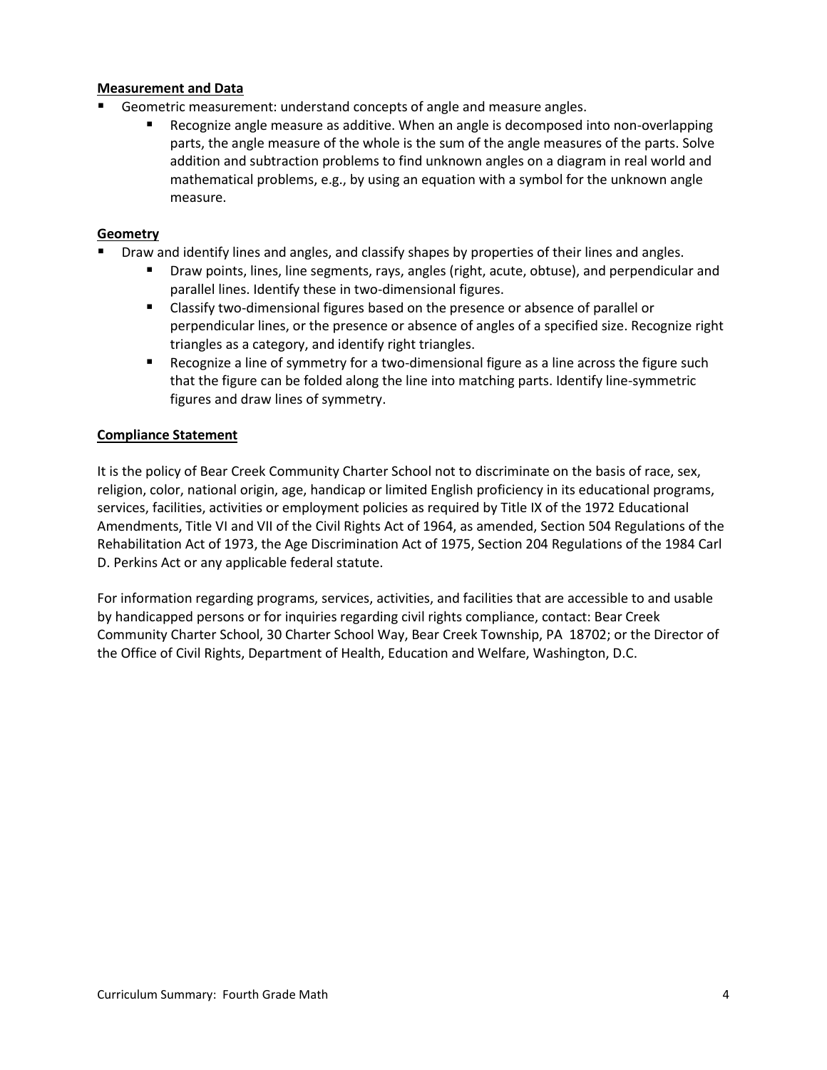**Measurement and Data**

- Geometric measurement: understand concepts of angle and measure angles.
  - Recognize angle measure as additive. When an angle is decomposed into non-overlapping parts, the angle measure of the whole is the sum of the angle measures of the parts. Solve addition and subtraction problems to find unknown angles on a diagram in real world and mathematical problems, e.g., by using an equation with a symbol for the unknown angle measure.

**Geometry**

- Draw and identify lines and angles, and classify shapes by properties of their lines and angles.
  - Draw points, lines, line segments, rays, angles (right, acute, obtuse), and perpendicular and parallel lines. Identify these in two-dimensional figures.
  - Classify two-dimensional figures based on the presence or absence of parallel or perpendicular lines, or the presence or absence of angles of a specified size. Recognize right triangles as a category, and identify right triangles.
  - Recognize a line of symmetry for a two-dimensional figure as a line across the figure such that the figure can be folded along the line into matching parts. Identify line-symmetric figures and draw lines of symmetry.

**Compliance Statement**

It is the policy of Bear Creek Community Charter School not to discriminate on the basis of race, sex, religion, color, national origin, age, handicap or limited English proficiency in its educational programs, services, facilities, activities or employment policies as required by Title IX of the 1972 Educational Amendments, Title VI and VII of the Civil Rights Act of 1964, as amended, Section 504 Regulations of the Rehabilitation Act of 1973, the Age Discrimination Act of 1975, Section 204 Regulations of the 1984 Carl D. Perkins Act or any applicable federal statute.

For information regarding programs, services, activities, and facilities that are accessible to and usable by handicapped persons or for inquiries regarding civil rights compliance, contact: Bear Creek Community Charter School, 30 Charter School Way, Bear Creek Township, PA 18702; or the Director of the Office of Civil Rights, Department of Health, Education and Welfare, Washington, D.C.